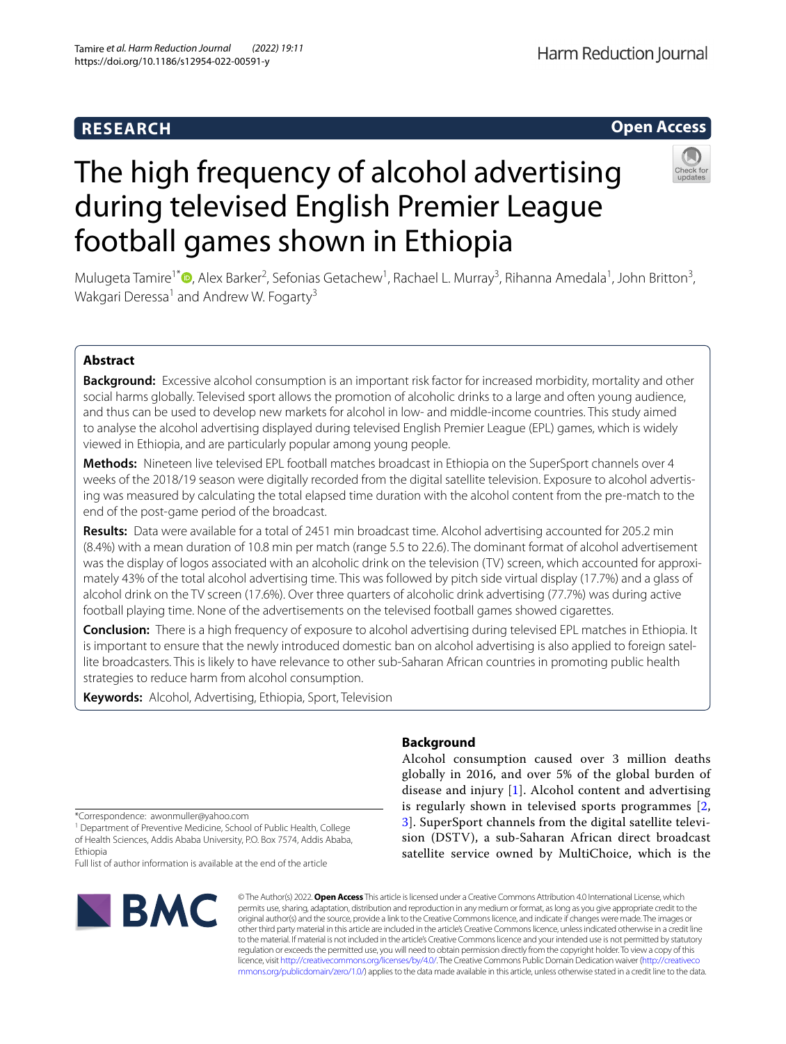RESEARCH

Open Access

# The high frequency of alcohol advertising during televised English Premier League football games shown in Ethiopia

Mulugeta Tamire[1*], Alex Barker[2], Sefonias Getachew[1], Rachael L. Murray[3], Rihanna Amedala[1], John Britton[3], Wakgari Deressa[1] and Andrew W. Fogarty[3]

## Abstract

**Background:** Excessive alcohol consumption is an important risk factor for increased morbidity, mortality and other social harms globally. Televised sport allows the promotion of alcoholic drinks to a large and often young audience, and thus can be used to develop new markets for alcohol in low- and middle-income countries. This study aimed to analyse the alcohol advertising displayed during televised English Premier League (EPL) games, which is widely viewed in Ethiopia, and are particularly popular among young people.

**Methods:** Nineteen live televised EPL football matches broadcast in Ethiopia on the SuperSport channels over 4 weeks of the 2018/19 season were digitally recorded from the digital satellite television. Exposure to alcohol advertising was measured by calculating the total elapsed time duration with the alcohol content from the pre-match to the end of the post-game period of the broadcast.

**Results:** Data were available for a total of 2451 min broadcast time. Alcohol advertising accounted for 205.2 min (8.4%) with a mean duration of 10.8 min per match (range 5.5 to 22.6). The dominant format of alcohol advertisement was the display of logos associated with an alcoholic drink on the television (TV) screen, which accounted for approximately 43% of the total alcohol advertising time. This was followed by pitch side virtual display (17.7%) and a glass of alcohol drink on the TV screen (17.6%). Over three quarters of alcoholic drink advertising (77.7%) was during active football playing time. None of the advertisements on the televised football games showed cigarettes.

**Conclusion:** There is a high frequency of exposure to alcohol advertising during televised EPL matches in Ethiopia. It is important to ensure that the newly introduced domestic ban on alcohol advertising is also applied to foreign satellite broadcasters. This is likely to have relevance to other sub-Saharan African countries in promoting public health strategies to reduce harm from alcohol consumption.

**Keywords:** Alcohol, Advertising, Ethiopia, Sport, Television

*Correspondence: awonmuller@yahoo.com

[1] Department of Preventive Medicine, School of Public Health, College of Health Sciences, Addis Ababa University, P.O. Box 7574, Addis Ababa, Ethiopia

Full list of author information is available at the end of the article

## Background

Alcohol consumption caused over 3 million deaths globally in 2016, and over 5% of the global burden of disease and injury [1]. Alcohol content and advertising is regularly shown in televised sports programmes [2, 3]. SuperSport channels from the digital satellite television (DSTV), a sub-Saharan African direct broadcast satellite service owned by MultiChoice, which is the

© The Author(s) 2022. **Open Access** This article is licensed under a Creative Commons Attribution 4.0 International License, which permits use, sharing, adaptation, distribution and reproduction in any medium or format, as long as you give appropriate credit to the original author(s) and the source, provide a link to the Creative Commons licence, and indicate if changes were made. The images or other third party material in this article are included in the article's Creative Commons licence, unless indicated otherwise in a credit line to the material. If material is not included in the article's Creative Commons licence and your intended use is not permitted by statutory regulation or exceeds the permitted use, you will need to obtain permission directly from the copyright holder. To view a copy of this licence, visit http://creativecommons.org/licenses/by/4.0/. The Creative Commons Public Domain Dedication waiver (http://creativecommons.org/publicdomain/zero/1.0/) applies to the data made available in this article, unless otherwise stated in a credit line to the data.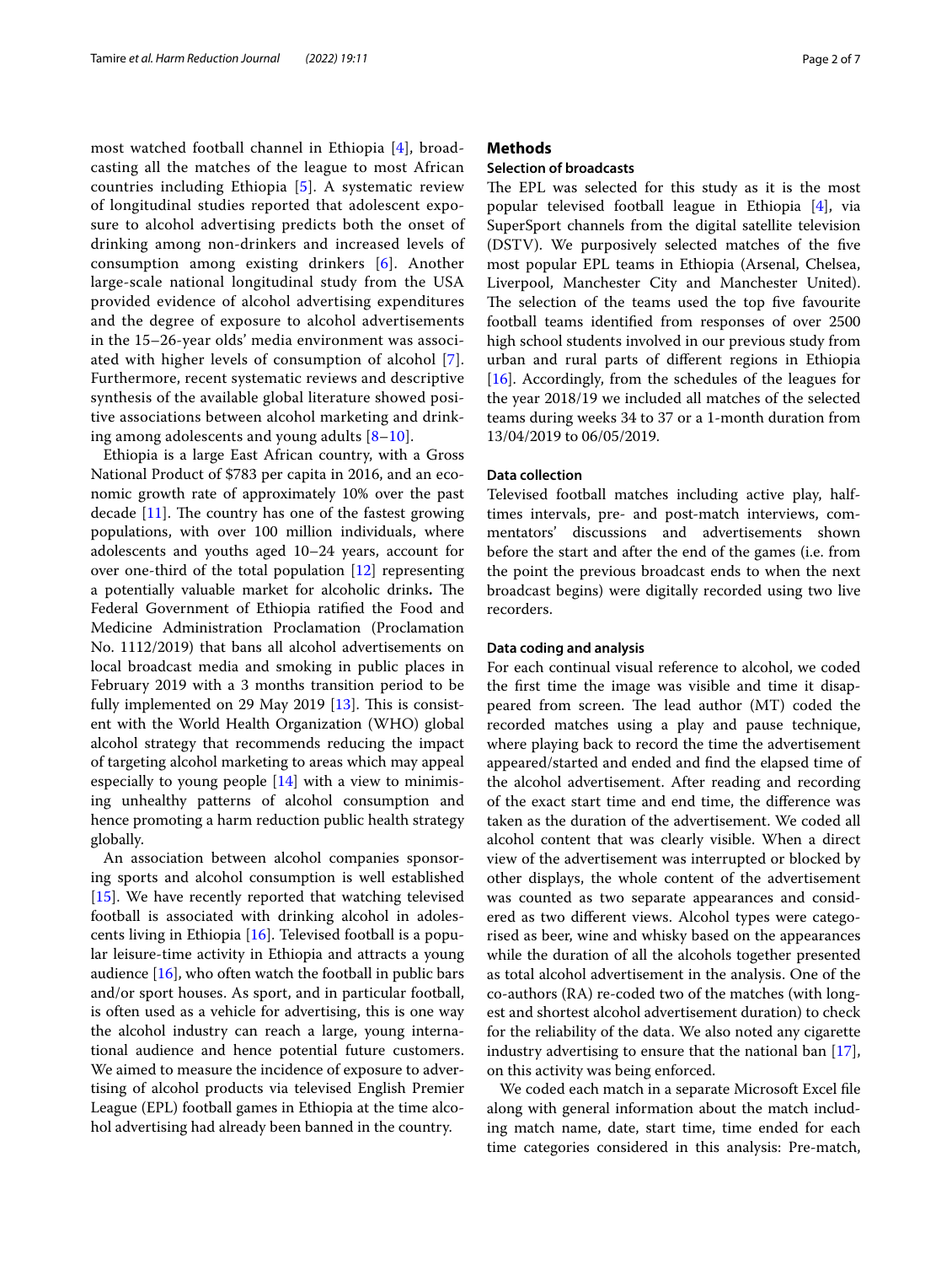most watched football channel in Ethiopia [4], broadcasting all the matches of the league to most African countries including Ethiopia [5]. A systematic review of longitudinal studies reported that adolescent exposure to alcohol advertising predicts both the onset of drinking among non-drinkers and increased levels of consumption among existing drinkers [6]. Another large-scale national longitudinal study from the USA provided evidence of alcohol advertising expenditures and the degree of exposure to alcohol advertisements in the 15–26-year olds' media environment was associated with higher levels of consumption of alcohol [7]. Furthermore, recent systematic reviews and descriptive synthesis of the available global literature showed positive associations between alcohol marketing and drinking among adolescents and young adults [8–10].

Ethiopia is a large East African country, with a Gross National Product of $783 per capita in 2016, and an economic growth rate of approximately 10% over the past decade [11]. The country has one of the fastest growing populations, with over 100 million individuals, where adolescents and youths aged 10–24 years, account for over one-third of the total population [12] representing a potentially valuable market for alcoholic drinks**.** The Federal Government of Ethiopia ratified the Food and Medicine Administration Proclamation (Proclamation No. 1112/2019) that bans all alcohol advertisements on local broadcast media and smoking in public places in February 2019 with a 3 months transition period to be fully implemented on 29 May 2019 [13]. This is consistent with the World Health Organization (WHO) global alcohol strategy that recommends reducing the impact of targeting alcohol marketing to areas which may appeal especially to young people [14] with a view to minimising unhealthy patterns of alcohol consumption and hence promoting a harm reduction public health strategy globally.

An association between alcohol companies sponsoring sports and alcohol consumption is well established [15]. We have recently reported that watching televised football is associated with drinking alcohol in adolescents living in Ethiopia [16]. Televised football is a popular leisure-time activity in Ethiopia and attracts a young audience [16], who often watch the football in public bars and/or sport houses. As sport, and in particular football, is often used as a vehicle for advertising, this is one way the alcohol industry can reach a large, young international audience and hence potential future customers. We aimed to measure the incidence of exposure to advertising of alcohol products via televised English Premier League (EPL) football games in Ethiopia at the time alcohol advertising had already been banned in the country.

## Methods

### Selection of broadcasts

The EPL was selected for this study as it is the most popular televised football league in Ethiopia [4], via SuperSport channels from the digital satellite television (DSTV). We purposively selected matches of the five most popular EPL teams in Ethiopia (Arsenal, Chelsea, Liverpool, Manchester City and Manchester United). The selection of the teams used the top five favourite football teams identified from responses of over 2500 high school students involved in our previous study from urban and rural parts of different regions in Ethiopia [16]. Accordingly, from the schedules of the leagues for the year 2018/19 we included all matches of the selected teams during weeks 34 to 37 or a 1-month duration from 13/04/2019 to 06/05/2019.

### Data collection

Televised football matches including active play, half-times intervals, pre- and post-match interviews, commentators' discussions and advertisements shown before the start and after the end of the games (i.e. from the point the previous broadcast ends to when the next broadcast begins) were digitally recorded using two live recorders.

### Data coding and analysis

For each continual visual reference to alcohol, we coded the first time the image was visible and time it disappeared from screen. The lead author (MT) coded the recorded matches using a play and pause technique, where playing back to record the time the advertisement appeared/started and ended and find the elapsed time of the alcohol advertisement. After reading and recording of the exact start time and end time, the difference was taken as the duration of the advertisement. We coded all alcohol content that was clearly visible. When a direct view of the advertisement was interrupted or blocked by other displays, the whole content of the advertisement was counted as two separate appearances and considered as two different views. Alcohol types were categorised as beer, wine and whisky based on the appearances while the duration of all the alcohols together presented as total alcohol advertisement in the analysis. One of the co-authors (RA) re-coded two of the matches (with longest and shortest alcohol advertisement duration) to check for the reliability of the data. We also noted any cigarette industry advertising to ensure that the national ban [17], on this activity was being enforced.

We coded each match in a separate Microsoft Excel file along with general information about the match including match name, date, start time, time ended for each time categories considered in this analysis: Pre-match,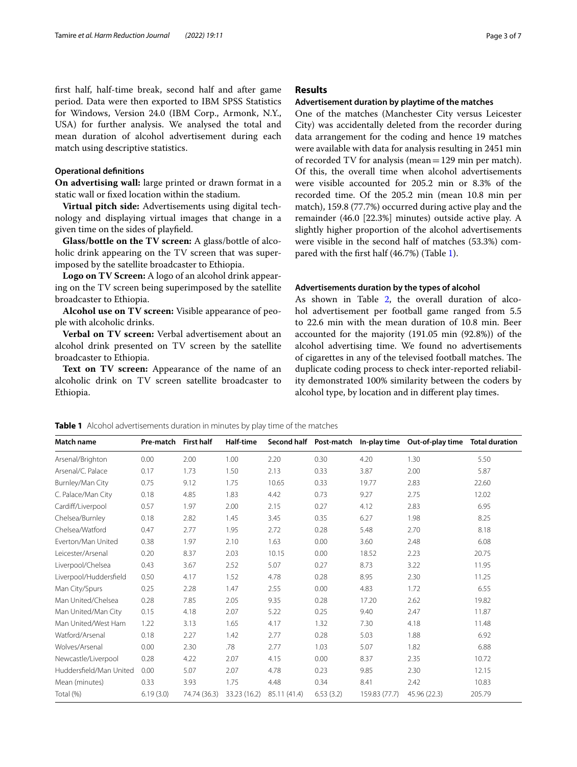first half, half-time break, second half and after game period. Data were then exported to IBM SPSS Statistics for Windows, Version 24.0 (IBM Corp., Armonk, N.Y., USA) for further analysis. We analysed the total and mean duration of alcohol advertisement during each match using descriptive statistics.

### Operational definitions

**On advertising wall:** large printed or drawn format in a static wall or fixed location within the stadium.

**Virtual pitch side:** Advertisements using digital technology and displaying virtual images that change in a given time on the sides of playfield.

**Glass/bottle on the TV screen:** A glass/bottle of alcoholic drink appearing on the TV screen that was superimposed by the satellite broadcaster to Ethiopia.

**Logo on TV Screen:** A logo of an alcohol drink appearing on the TV screen being superimposed by the satellite broadcaster to Ethiopia.

**Alcohol use on TV screen:** Visible appearance of people with alcoholic drinks.

**Verbal on TV screen:** Verbal advertisement about an alcohol drink presented on TV screen by the satellite broadcaster to Ethiopia.

**Text on TV screen:** Appearance of the name of an alcoholic drink on TV screen satellite broadcaster to Ethiopia.

## Results

### Advertisement duration by playtime of the matches

One of the matches (Manchester City versus Leicester City) was accidentally deleted from the recorder during data arrangement for the coding and hence 19 matches were available with data for analysis resulting in 2451 min of recorded TV for analysis (mean = 129 min per match). Of this, the overall time when alcohol advertisements were visible accounted for 205.2 min or 8.3% of the recorded time. Of the 205.2 min (mean 10.8 min per match), 159.8 (77.7%) occurred during active play and the remainder (46.0 [22.3%] minutes) outside active play. A slightly higher proportion of the alcohol advertisements were visible in the second half of matches (53.3%) compared with the first half (46.7%) (Table 1).

### Advertisements duration by the types of alcohol

As shown in Table 2, the overall duration of alcohol advertisement per football game ranged from 5.5 to 22.6 min with the mean duration of 10.8 min. Beer accounted for the majority (191.05 min (92.8%)) of the alcohol advertising time. We found no advertisements of cigarettes in any of the televised football matches. The duplicate coding process to check inter-reported reliability demonstrated 100% similarity between the coders by alcohol type, by location and in different play times.

**Table 1** Alcohol advertisements duration in minutes by play time of the matches

| Match name | Pre-match | First half | Half-time | Second half | Post-match | In-play time | Out-of-play time | Total duration |
|---|---|---|---|---|---|---|---|---|
| Arsenal/Brighton | 0.00 | 2.00 | 1.00 | 2.20 | 0.30 | 4.20 | 1.30 | 5.50 |
| Arsenal/C. Palace | 0.17 | 1.73 | 1.50 | 2.13 | 0.33 | 3.87 | 2.00 | 5.87 |
| Burnley/Man City | 0.75 | 9.12 | 1.75 | 10.65 | 0.33 | 19.77 | 2.83 | 22.60 |
| C. Palace/Man City | 0.18 | 4.85 | 1.83 | 4.42 | 0.73 | 9.27 | 2.75 | 12.02 |
| Cardiff/Liverpool | 0.57 | 1.97 | 2.00 | 2.15 | 0.27 | 4.12 | 2.83 | 6.95 |
| Chelsea/Burnley | 0.18 | 2.82 | 1.45 | 3.45 | 0.35 | 6.27 | 1.98 | 8.25 |
| Chelsea/Watford | 0.47 | 2.77 | 1.95 | 2.72 | 0.28 | 5.48 | 2.70 | 8.18 |
| Everton/Man United | 0.38 | 1.97 | 2.10 | 1.63 | 0.00 | 3.60 | 2.48 | 6.08 |
| Leicester/Arsenal | 0.20 | 8.37 | 2.03 | 10.15 | 0.00 | 18.52 | 2.23 | 20.75 |
| Liverpool/Chelsea | 0.43 | 3.67 | 2.52 | 5.07 | 0.27 | 8.73 | 3.22 | 11.95 |
| Liverpool/Huddersfield | 0.50 | 4.17 | 1.52 | 4.78 | 0.28 | 8.95 | 2.30 | 11.25 |
| Man City/Spurs | 0.25 | 2.28 | 1.47 | 2.55 | 0.00 | 4.83 | 1.72 | 6.55 |
| Man United/Chelsea | 0.28 | 7.85 | 2.05 | 9.35 | 0.28 | 17.20 | 2.62 | 19.82 |
| Man United/Man City | 0.15 | 4.18 | 2.07 | 5.22 | 0.25 | 9.40 | 2.47 | 11.87 |
| Man United/West Ham | 1.22 | 3.13 | 1.65 | 4.17 | 1.32 | 7.30 | 4.18 | 11.48 |
| Watford/Arsenal | 0.18 | 2.27 | 1.42 | 2.77 | 0.28 | 5.03 | 1.88 | 6.92 |
| Wolves/Arsenal | 0.00 | 2.30 | .78 | 2.77 | 1.03 | 5.07 | 1.82 | 6.88 |
| Newcastle/Liverpool | 0.28 | 4.22 | 2.07 | 4.15 | 0.00 | 8.37 | 2.35 | 10.72 |
| Huddersfield/Man United | 0.00 | 5.07 | 2.07 | 4.78 | 0.23 | 9.85 | 2.30 | 12.15 |
| Mean (minutes) | 0.33 | 3.93 | 1.75 | 4.48 | 0.34 | 8.41 | 2.42 | 10.83 |
| Total (%) | 6.19 (3.0) | 74.74 (36.3) | 33.23 (16.2) | 85.11 (41.4) | 6.53 (3.2) | 159.83 (77.7) | 45.96 (22.3) | 205.79 |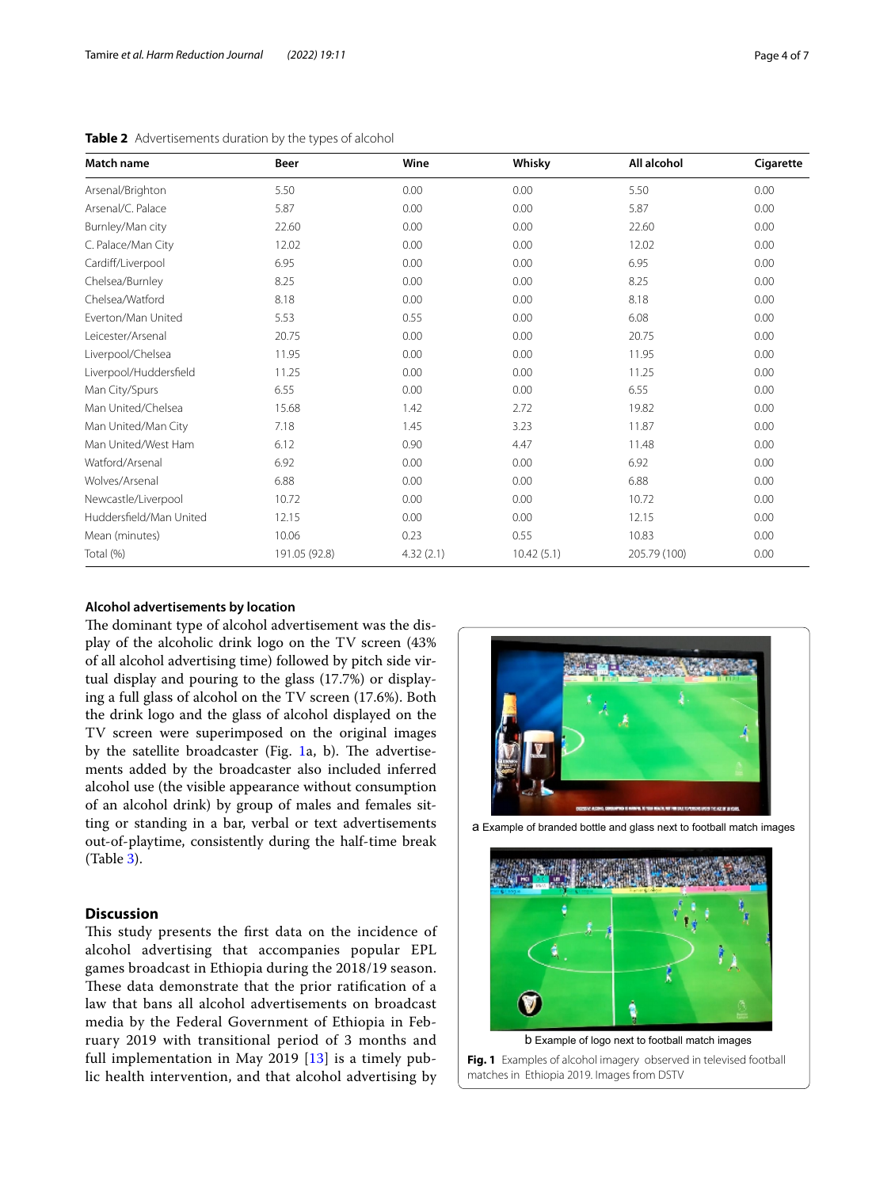**Table 2** Advertisements duration by the types of alcohol

| Match name | Beer | Wine | Whisky | All alcohol | Cigarette |
|---|---|---|---|---|---|
| Arsenal/Brighton | 5.50 | 0.00 | 0.00 | 5.50 | 0.00 |
| Arsenal/C. Palace | 5.87 | 0.00 | 0.00 | 5.87 | 0.00 |
| Burnley/Man city | 22.60 | 0.00 | 0.00 | 22.60 | 0.00 |
| C. Palace/Man City | 12.02 | 0.00 | 0.00 | 12.02 | 0.00 |
| Cardiff/Liverpool | 6.95 | 0.00 | 0.00 | 6.95 | 0.00 |
| Chelsea/Burnley | 8.25 | 0.00 | 0.00 | 8.25 | 0.00 |
| Chelsea/Watford | 8.18 | 0.00 | 0.00 | 8.18 | 0.00 |
| Everton/Man United | 5.53 | 0.55 | 0.00 | 6.08 | 0.00 |
| Leicester/Arsenal | 20.75 | 0.00 | 0.00 | 20.75 | 0.00 |
| Liverpool/Chelsea | 11.95 | 0.00 | 0.00 | 11.95 | 0.00 |
| Liverpool/Huddersfield | 11.25 | 0.00 | 0.00 | 11.25 | 0.00 |
| Man City/Spurs | 6.55 | 0.00 | 0.00 | 6.55 | 0.00 |
| Man United/Chelsea | 15.68 | 1.42 | 2.72 | 19.82 | 0.00 |
| Man United/Man City | 7.18 | 1.45 | 3.23 | 11.87 | 0.00 |
| Man United/West Ham | 6.12 | 0.90 | 4.47 | 11.48 | 0.00 |
| Watford/Arsenal | 6.92 | 0.00 | 0.00 | 6.92 | 0.00 |
| Wolves/Arsenal | 6.88 | 0.00 | 0.00 | 6.88 | 0.00 |
| Newcastle/Liverpool | 10.72 | 0.00 | 0.00 | 10.72 | 0.00 |
| Huddersfield/Man United | 12.15 | 0.00 | 0.00 | 12.15 | 0.00 |
| Mean (minutes) | 10.06 | 0.23 | 0.55 | 10.83 | 0.00 |
| Total (%) | 191.05 (92.8) | 4.32 (2.1) | 10.42 (5.1) | 205.79 (100) | 0.00 |

### Alcohol advertisements by location

The dominant type of alcohol advertisement was the display of the alcoholic drink logo on the TV screen (43% of all alcohol advertising time) followed by pitch side virtual display and pouring to the glass (17.7%) or displaying a full glass of alcohol on the TV screen (17.6%). Both the drink logo and the glass of alcohol displayed on the TV screen were superimposed on the original images by the satellite broadcaster (Fig. 1a, b). The advertisements added by the broadcaster also included inferred alcohol use (the visible appearance without consumption of an alcohol drink) by group of males and females sitting or standing in a bar, verbal or text advertisements out-of-playtime, consistently during the half-time break (Table 3).

a Example of branded bottle and glass next to football match images

b Example of logo next to football match images

**Fig. 1** Examples of alcohol imagery observed in televised football matches in Ethiopia 2019. Images from DSTV

## Discussion

This study presents the first data on the incidence of alcohol advertising that accompanies popular EPL games broadcast in Ethiopia during the 2018/19 season. These data demonstrate that the prior ratification of a law that bans all alcohol advertisements on broadcast media by the Federal Government of Ethiopia in February 2019 with transitional period of 3 months and full implementation in May 2019 [13] is a timely public health intervention, and that alcohol advertising by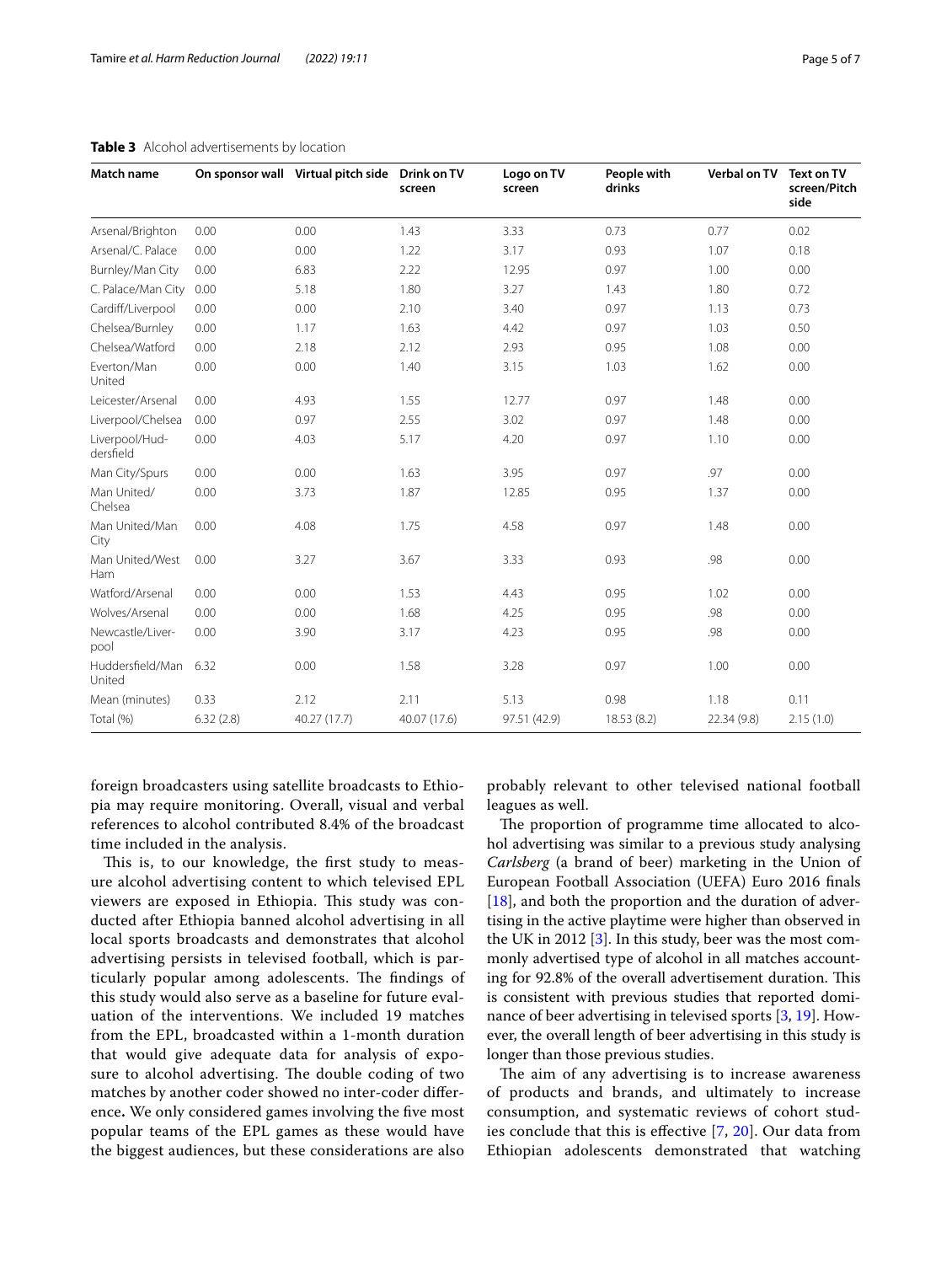**Table 3** Alcohol advertisements by location

| Match name | On sponsor wall | Virtual pitch side | Drink on TV screen | Logo on TV screen | People with drinks | Verbal on TV | Text on TV screen/Pitch side |
|---|---|---|---|---|---|---|---|
| Arsenal/Brighton | 0.00 | 0.00 | 1.43 | 3.33 | 0.73 | 0.77 | 0.02 |
| Arsenal/C. Palace | 0.00 | 0.00 | 1.22 | 3.17 | 0.93 | 1.07 | 0.18 |
| Burnley/Man City | 0.00 | 6.83 | 2.22 | 12.95 | 0.97 | 1.00 | 0.00 |
| C. Palace/Man City | 0.00 | 5.18 | 1.80 | 3.27 | 1.43 | 1.80 | 0.72 |
| Cardiff/Liverpool | 0.00 | 0.00 | 2.10 | 3.40 | 0.97 | 1.13 | 0.73 |
| Chelsea/Burnley | 0.00 | 1.17 | 1.63 | 4.42 | 0.97 | 1.03 | 0.50 |
| Chelsea/Watford | 0.00 | 2.18 | 2.12 | 2.93 | 0.95 | 1.08 | 0.00 |
| Everton/Man United | 0.00 | 0.00 | 1.40 | 3.15 | 1.03 | 1.62 | 0.00 |
| Leicester/Arsenal | 0.00 | 4.93 | 1.55 | 12.77 | 0.97 | 1.48 | 0.00 |
| Liverpool/Chelsea | 0.00 | 0.97 | 2.55 | 3.02 | 0.97 | 1.48 | 0.00 |
| Liverpool/Huddersfield | 0.00 | 4.03 | 5.17 | 4.20 | 0.97 | 1.10 | 0.00 |
| Man City/Spurs | 0.00 | 0.00 | 1.63 | 3.95 | 0.97 | .97 | 0.00 |
| Man United/Chelsea | 0.00 | 3.73 | 1.87 | 12.85 | 0.95 | 1.37 | 0.00 |
| Man United/Man City | 0.00 | 4.08 | 1.75 | 4.58 | 0.97 | 1.48 | 0.00 |
| Man United/West Ham | 0.00 | 3.27 | 3.67 | 3.33 | 0.93 | .98 | 0.00 |
| Watford/Arsenal | 0.00 | 0.00 | 1.53 | 4.43 | 0.95 | 1.02 | 0.00 |
| Wolves/Arsenal | 0.00 | 0.00 | 1.68 | 4.25 | 0.95 | .98 | 0.00 |
| Newcastle/Liverpool | 0.00 | 3.90 | 3.17 | 4.23 | 0.95 | .98 | 0.00 |
| Huddersfield/Man United | 6.32 | 0.00 | 1.58 | 3.28 | 0.97 | 1.00 | 0.00 |
| Mean (minutes) | 0.33 | 2.12 | 2.11 | 5.13 | 0.98 | 1.18 | 0.11 |
| Total (%) | 6.32 (2.8) | 40.27 (17.7) | 40.07 (17.6) | 97.51 (42.9) | 18.53 (8.2) | 22.34 (9.8) | 2.15 (1.0) |

foreign broadcasters using satellite broadcasts to Ethiopia may require monitoring. Overall, visual and verbal references to alcohol contributed 8.4% of the broadcast time included in the analysis.

This is, to our knowledge, the first study to measure alcohol advertising content to which televised EPL viewers are exposed in Ethiopia. This study was conducted after Ethiopia banned alcohol advertising in all local sports broadcasts and demonstrates that alcohol advertising persists in televised football, which is particularly popular among adolescents. The findings of this study would also serve as a baseline for future evaluation of the interventions. We included 19 matches from the EPL, broadcasted within a 1-month duration that would give adequate data for analysis of exposure to alcohol advertising. The double coding of two matches by another coder showed no inter-coder difference**.** We only considered games involving the five most popular teams of the EPL games as these would have the biggest audiences, but these considerations are also probably relevant to other televised national football leagues as well.

The proportion of programme time allocated to alcohol advertising was similar to a previous study analysing *Carlsberg* (a brand of beer) marketing in the Union of European Football Association (UEFA) Euro 2016 finals [18], and both the proportion and the duration of advertising in the active playtime were higher than observed in the UK in 2012 [3]. In this study, beer was the most commonly advertised type of alcohol in all matches accounting for 92.8% of the overall advertisement duration. This is consistent with previous studies that reported dominance of beer advertising in televised sports [3, 19]. However, the overall length of beer advertising in this study is longer than those previous studies.

The aim of any advertising is to increase awareness of products and brands, and ultimately to increase consumption, and systematic reviews of cohort studies conclude that this is effective [7, 20]. Our data from Ethiopian adolescents demonstrated that watching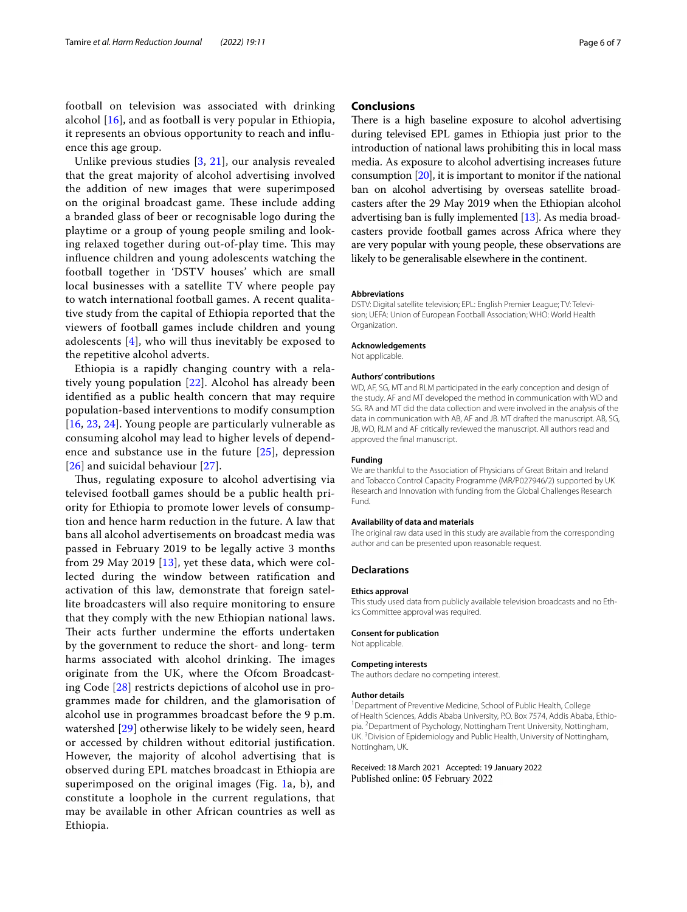football on television was associated with drinking alcohol [16], and as football is very popular in Ethiopia, it represents an obvious opportunity to reach and influence this age group.

Unlike previous studies [3, 21], our analysis revealed that the great majority of alcohol advertising involved the addition of new images that were superimposed on the original broadcast game. These include adding a branded glass of beer or recognisable logo during the playtime or a group of young people smiling and looking relaxed together during out-of-play time. This may influence children and young adolescents watching the football together in 'DSTV houses' which are small local businesses with a satellite TV where people pay to watch international football games. A recent qualitative study from the capital of Ethiopia reported that the viewers of football games include children and young adolescents [4], who will thus inevitably be exposed to the repetitive alcohol adverts.

Ethiopia is a rapidly changing country with a relatively young population [22]. Alcohol has already been identified as a public health concern that may require population-based interventions to modify consumption [16, 23, 24]. Young people are particularly vulnerable as consuming alcohol may lead to higher levels of dependence and substance use in the future [25], depression [26] and suicidal behaviour [27].

Thus, regulating exposure to alcohol advertising via televised football games should be a public health priority for Ethiopia to promote lower levels of consumption and hence harm reduction in the future. A law that bans all alcohol advertisements on broadcast media was passed in February 2019 to be legally active 3 months from 29 May 2019 [13], yet these data, which were collected during the window between ratification and activation of this law, demonstrate that foreign satellite broadcasters will also require monitoring to ensure that they comply with the new Ethiopian national laws. Their acts further undermine the efforts undertaken by the government to reduce the short- and long- term harms associated with alcohol drinking. The images originate from the UK, where the Ofcom Broadcasting Code [28] restricts depictions of alcohol use in programmes made for children, and the glamorisation of alcohol use in programmes broadcast before the 9 p.m. watershed [29] otherwise likely to be widely seen, heard or accessed by children without editorial justification. However, the majority of alcohol advertising that is observed during EPL matches broadcast in Ethiopia are superimposed on the original images (Fig. 1a, b), and constitute a loophole in the current regulations, that may be available in other African countries as well as Ethiopia.

## Conclusions

There is a high baseline exposure to alcohol advertising during televised EPL games in Ethiopia just prior to the introduction of national laws prohibiting this in local mass media. As exposure to alcohol advertising increases future consumption [20], it is important to monitor if the national ban on alcohol advertising by overseas satellite broadcasters after the 29 May 2019 when the Ethiopian alcohol advertising ban is fully implemented [13]. As media broadcasters provide football games across Africa where they are very popular with young people, these observations are likely to be generalisable elsewhere in the continent.

#### Abbreviations

DSTV: Digital satellite television; EPL: English Premier League; TV: Television; UEFA: Union of European Football Association; WHO: World Health Organization.

#### Acknowledgements

Not applicable.

#### Authors' contributions

WD, AF, SG, MT and RLM participated in the early conception and design of the study. AF and MT developed the method in communication with WD and SG. RA and MT did the data collection and were involved in the analysis of the data in communication with AB, AF and JB. MT drafted the manuscript. AB, SG, JB, WD, RLM and AF critically reviewed the manuscript. All authors read and approved the final manuscript.

#### Funding

We are thankful to the Association of Physicians of Great Britain and Ireland and Tobacco Control Capacity Programme (MR/P027946/2) supported by UK Research and Innovation with funding from the Global Challenges Research Fund.

#### Availability of data and materials

The original raw data used in this study are available from the corresponding author and can be presented upon reasonable request.

## Declarations

#### Ethics approval

This study used data from publicly available television broadcasts and no Ethics Committee approval was required.

#### Consent for publication

Not applicable.

#### Competing interests

The authors declare no competing interest.

#### Author details

[1] Department of Preventive Medicine, School of Public Health, College of Health Sciences, Addis Ababa University, P.O. Box 7574, Addis Ababa, Ethiopia. [2] Department of Psychology, Nottingham Trent University, Nottingham, UK. [3] Division of Epidemiology and Public Health, University of Nottingham, Nottingham, UK.

Received: 18 March 2021 Accepted: 19 January 2022
Published online: 05 February 2022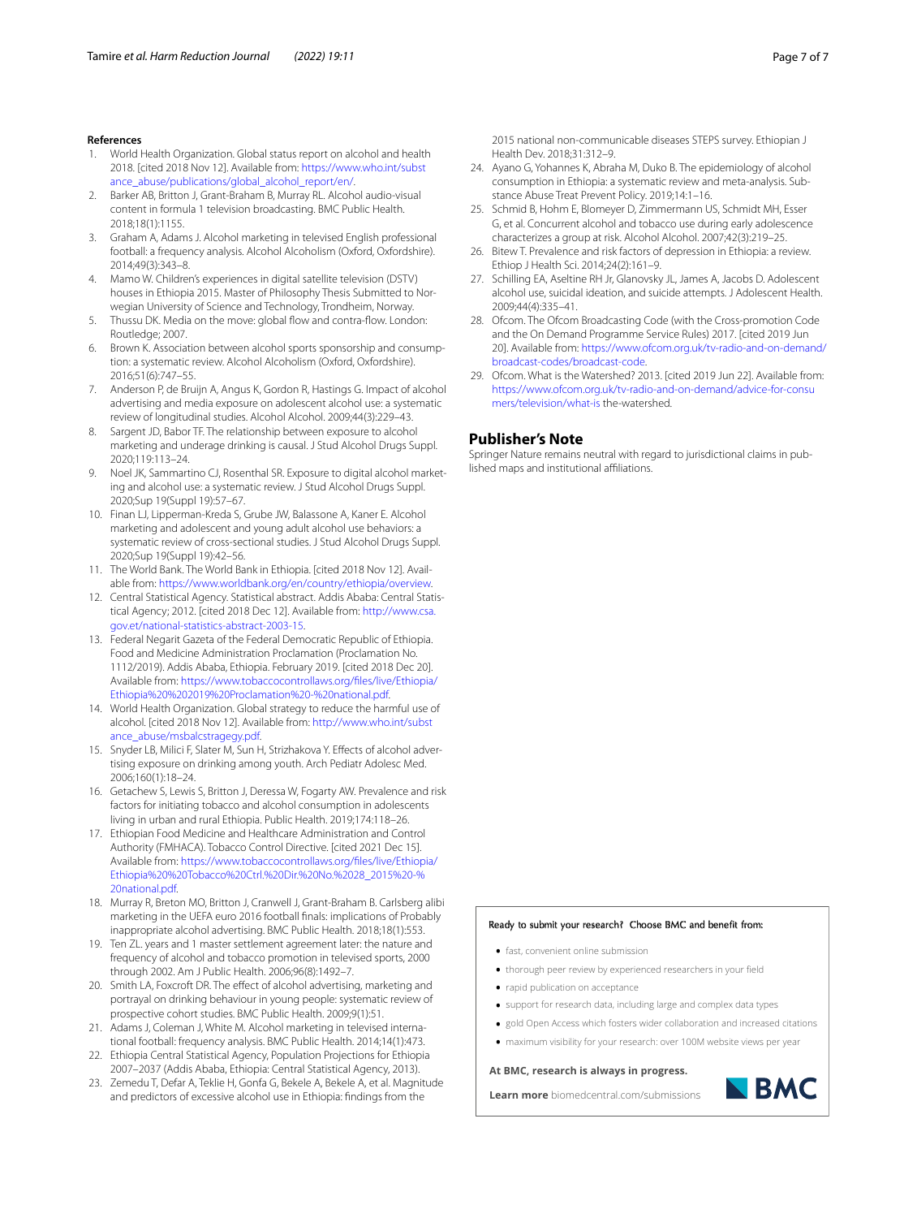## References

1. World Health Organization. Global status report on alcohol and health 2018. [cited 2018 Nov 12]. Available from: https://www.who.int/substance_abuse/publications/global_alcohol_report/en/.
2. Barker AB, Britton J, Grant-Braham B, Murray RL. Alcohol audio-visual content in formula 1 television broadcasting. BMC Public Health. 2018;18(1):1155.
3. Graham A, Adams J. Alcohol marketing in televised English professional football: a frequency analysis. Alcohol Alcoholism (Oxford, Oxfordshire). 2014;49(3):343–8.
4. Mamo W. Children's experiences in digital satellite television (DSTV) houses in Ethiopia 2015. Master of Philosophy Thesis Submitted to Norwegian University of Science and Technology, Trondheim, Norway.
5. Thussu DK. Media on the move: global flow and contra-flow. London: Routledge; 2007.
6. Brown K. Association between alcohol sports sponsorship and consumption: a systematic review. Alcohol Alcoholism (Oxford, Oxfordshire). 2016;51(6):747–55.
7. Anderson P, de Bruijn A, Angus K, Gordon R, Hastings G. Impact of alcohol advertising and media exposure on adolescent alcohol use: a systematic review of longitudinal studies. Alcohol Alcohol. 2009;44(3):229–43.
8. Sargent JD, Babor TF. The relationship between exposure to alcohol marketing and underage drinking is causal. J Stud Alcohol Drugs Suppl. 2020;119:113–24.
9. Noel JK, Sammartino CJ, Rosenthal SR. Exposure to digital alcohol marketing and alcohol use: a systematic review. J Stud Alcohol Drugs Suppl. 2020;Sup 19(Suppl 19):57–67.
10. Finan LJ, Lipperman-Kreda S, Grube JW, Balassone A, Kaner E. Alcohol marketing and adolescent and young adult alcohol use behaviors: a systematic review of cross-sectional studies. J Stud Alcohol Drugs Suppl. 2020;Sup 19(Suppl 19):42–56.
11. The World Bank. The World Bank in Ethiopia. [cited 2018 Nov 12]. Available from: https://www.worldbank.org/en/country/ethiopia/overview.
12. Central Statistical Agency. Statistical abstract. Addis Ababa: Central Statistical Agency; 2012. [cited 2018 Dec 12]. Available from: http://www.csa.gov.et/national-statistics-abstract-2003-15.
13. Federal Negarit Gazeta of the Federal Democratic Republic of Ethiopia. Food and Medicine Administration Proclamation (Proclamation No. 1112/2019). Addis Ababa, Ethiopia. February 2019. [cited 2018 Dec 20]. Available from: https://www.tobaccocontrollaws.org/files/live/Ethiopia/Ethiopia%20%202019%20Proclamation%20-%20national.pdf.
14. World Health Organization. Global strategy to reduce the harmful use of alcohol. [cited 2018 Nov 12]. Available from: http://www.who.int/substance_abuse/msbalcstragegy.pdf.
15. Snyder LB, Milici F, Slater M, Sun H, Strizhakova Y. Effects of alcohol advertising exposure on drinking among youth. Arch Pediatr Adolesc Med. 2006;160(1):18–24.
16. Getachew S, Lewis S, Britton J, Deressa W, Fogarty AW. Prevalence and risk factors for initiating tobacco and alcohol consumption in adolescents living in urban and rural Ethiopia. Public Health. 2019;174:118–26.
17. Ethiopian Food Medicine and Healthcare Administration and Control Authority (FMHACA). Tobacco Control Directive. [cited 2021 Dec 15]. Available from: https://www.tobaccocontrollaws.org/files/live/Ethiopia/Ethiopia%20%20Tobacco%20Ctrl.%20Dir.%20No.%2028_2015%20-%20national.pdf.
18. Murray R, Breton MO, Britton J, Cranwell J, Grant-Braham B. Carlsberg alibi marketing in the UEFA euro 2016 football finals: implications of Probably inappropriate alcohol advertising. BMC Public Health. 2018;18(1):553.
19. Ten ZL. years and 1 master settlement agreement later: the nature and frequency of alcohol and tobacco promotion in televised sports, 2000 through 2002. Am J Public Health. 2006;96(8):1492–7.
20. Smith LA, Foxcroft DR. The effect of alcohol advertising, marketing and portrayal on drinking behaviour in young people: systematic review of prospective cohort studies. BMC Public Health. 2009;9(1):51.
21. Adams J, Coleman J, White M. Alcohol marketing in televised international football: frequency analysis. BMC Public Health. 2014;14(1):473.
22. Ethiopia Central Statistical Agency, Population Projections for Ethiopia 2007–2037 (Addis Ababa, Ethiopia: Central Statistical Agency, 2013).
23. Zemedu T, Defar A, Teklie H, Gonfa G, Bekele A, Bekele A, et al. Magnitude and predictors of excessive alcohol use in Ethiopia: findings from the 2015 national non-communicable diseases STEPS survey. Ethiopian J Health Dev. 2018;31:312–9.
24. Ayano G, Yohannes K, Abraha M, Duko B. The epidemiology of alcohol consumption in Ethiopia: a systematic review and meta-analysis. Substance Abuse Treat Prevent Policy. 2019;14:1–16.
25. Schmid B, Hohm E, Blomeyer D, Zimmermann US, Schmidt MH, Esser G, et al. Concurrent alcohol and tobacco use during early adolescence characterizes a group at risk. Alcohol Alcohol. 2007;42(3):219–25.
26. Bitew T. Prevalence and risk factors of depression in Ethiopia: a review. Ethiop J Health Sci. 2014;24(2):161–9.
27. Schilling EA, Aseltine RH Jr, Glanovsky JL, James A, Jacobs D. Adolescent alcohol use, suicidal ideation, and suicide attempts. J Adolescent Health. 2009;44(4):335–41.
28. Ofcom. The Ofcom Broadcasting Code (with the Cross-promotion Code and the On Demand Programme Service Rules) 2017. [cited 2019 Jun 20]. Available from: https://www.ofcom.org.uk/tv-radio-and-on-demand/broadcast-codes/broadcast-code.
29. Ofcom. What is the Watershed? 2013. [cited 2019 Jun 22]. Available from: https://www.ofcom.org.uk/tv-radio-and-on-demand/advice-for-consumers/television/what-is the-watershed.

## Publisher's Note

Springer Nature remains neutral with regard to jurisdictional claims in published maps and institutional affiliations.

Ready to submit your research? Choose BMC and benefit from:

- fast, convenient online submission
- thorough peer review by experienced researchers in your field
- rapid publication on acceptance
- support for research data, including large and complex data types
- gold Open Access which fosters wider collaboration and increased citations
- maximum visibility for your research: over 100M website views per year

**At BMC, research is always in progress.**

**Learn more** biomedcentral.com/submissions

BMC